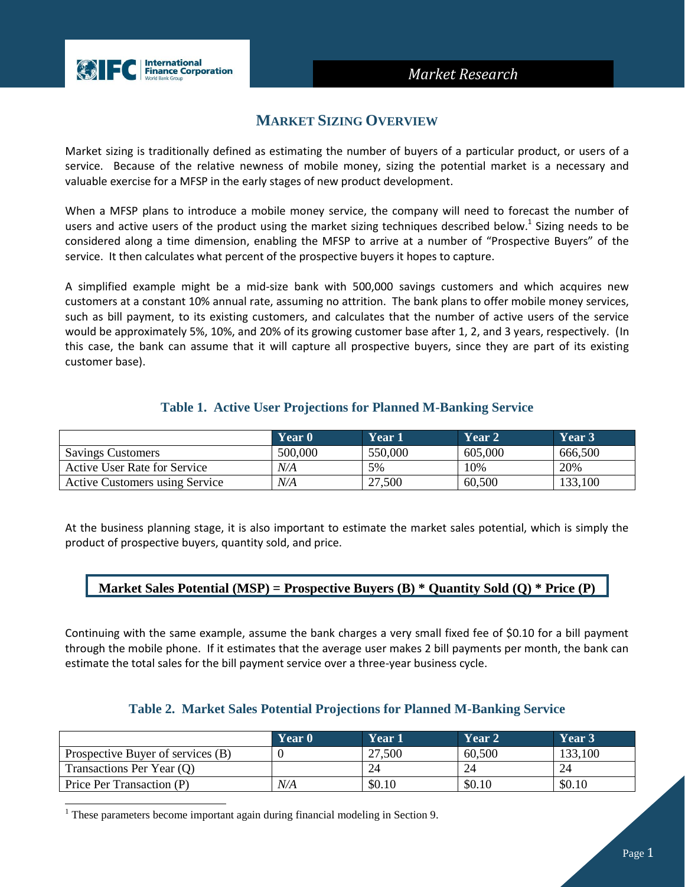## MARKET SIZING OVERVIEW

Market sizing is traditionally defined as estimating the number of buyers of a particular product, or users of a service. Because of the relative newness of mobile money, sizing the potential market is a necessary and valuable exercise for a MFSP in the early stages of new product development.

When a MFSP plans to introduce a mobile money service, the company will need to forecast the number of users and active users of the product using the market sizing techniques described below.[1] Sizing needs to be considered along a time dimension, enabling the MFSP to arrive at a number of "Prospective Buyers" of the service. It then calculates what percent of the prospective buyers it hopes to capture.

A simplified example might be a mid-size bank with 500,000 savings customers and which acquires new customers at a constant 10% annual rate, assuming no attrition. The bank plans to offer mobile money services, such as bill payment, to its existing customers, and calculates that the number of active users of the service would be approximately 5%, 10%, and 20% of its growing customer base after 1, 2, and 3 years, respectively. (In this case, the bank can assume that it will capture all prospective buyers, since they are part of its existing customer base).

**Table 1. Active User Projections for Planned M-Banking Service**

| | Year 0 | Year 1 | Year 2 | Year 3 |
|---|---|---|---|---|
| Savings Customers | 500,000 | 550,000 | 605,000 | 666,500 |
| Active User Rate for Service | *N/A* | 5% | 10% | 20% |
| Active Customers using Service | *N/A* | 27,500 | 60,500 | 133,100 |

At the business planning stage, it is also important to estimate the market sales potential, which is simply the product of prospective buyers, quantity sold, and price.

**Market Sales Potential (MSP) = Prospective Buyers (B) * Quantity Sold (Q) * Price (P)**

Continuing with the same example, assume the bank charges a very small fixed fee of $0.10 for a bill payment through the mobile phone. If it estimates that the average user makes 2 bill payments per month, the bank can estimate the total sales for the bill payment service over a three-year business cycle.

**Table 2. Market Sales Potential Projections for Planned M-Banking Service**

| | Year 0 | Year 1 | Year 2 | Year 3 |
|---|---|---|---|---|
| Prospective Buyer of services (B) | 0 | 27,500 | 60,500 | 133,100 |
| Transactions Per Year (Q) | | 24 | 24 | 24 |
| Price Per Transaction (P) | *N/A* | $0.10 | $0.10 | $0.10 |

[1] These parameters become important again during financial modeling in Section 9.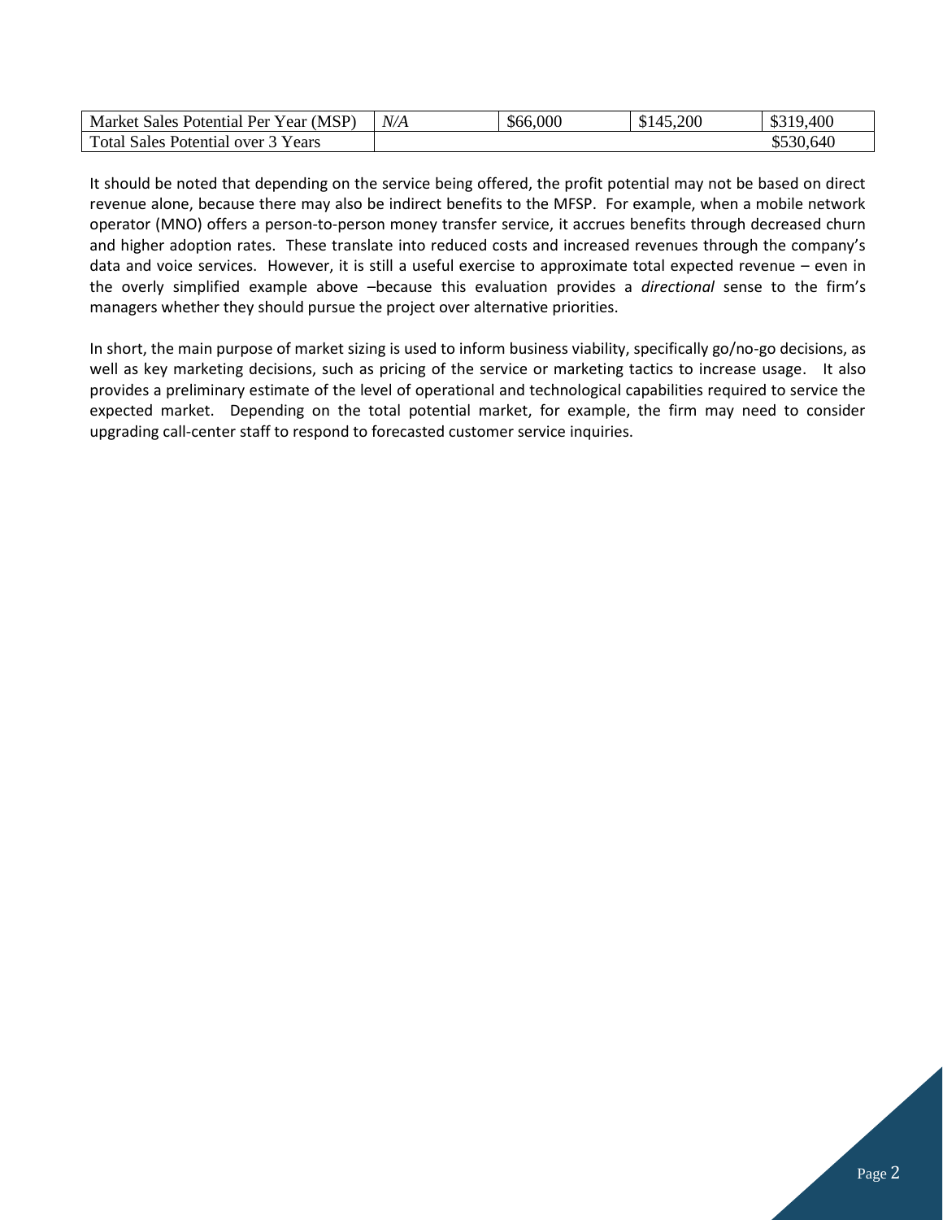| Market Sales Potential Per Year (MSP) | *N/A* | $66,000 | $145,200 | $319,400 |
|---|---|---|---|---|
| Total Sales Potential over 3 Years | | | | $530,640 |

It should be noted that depending on the service being offered, the profit potential may not be based on direct revenue alone, because there may also be indirect benefits to the MFSP. For example, when a mobile network operator (MNO) offers a person-to-person money transfer service, it accrues benefits through decreased churn and higher adoption rates. These translate into reduced costs and increased revenues through the company's data and voice services. However, it is still a useful exercise to approximate total expected revenue – even in the overly simplified example above –because this evaluation provides a *directional* sense to the firm's managers whether they should pursue the project over alternative priorities.

In short, the main purpose of market sizing is used to inform business viability, specifically go/no-go decisions, as well as key marketing decisions, such as pricing of the service or marketing tactics to increase usage. It also provides a preliminary estimate of the level of operational and technological capabilities required to service the expected market. Depending on the total potential market, for example, the firm may need to consider upgrading call-center staff to respond to forecasted customer service inquiries.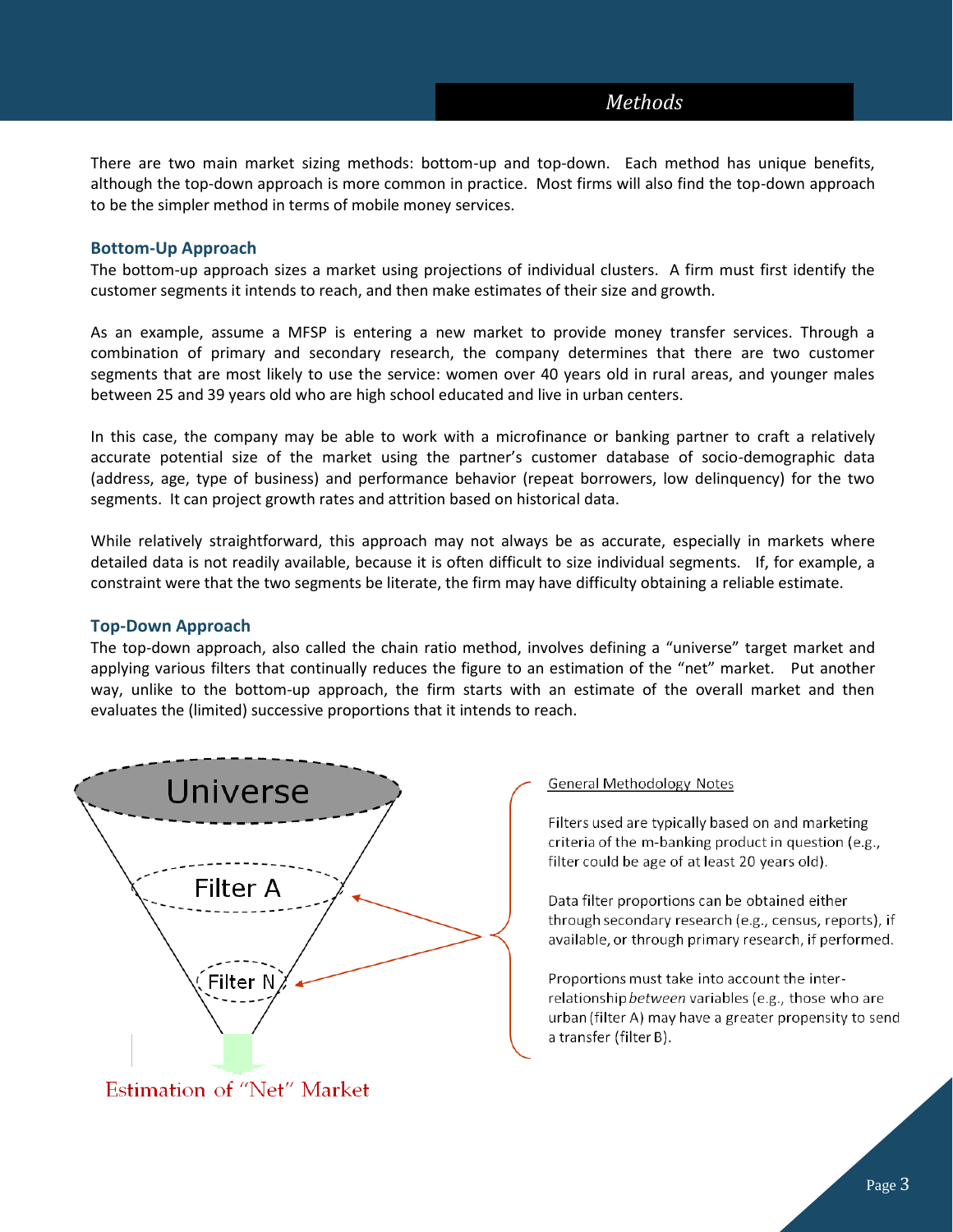## Methods

There are two main market sizing methods: bottom-up and top-down. Each method has unique benefits, although the top-down approach is more common in practice. Most firms will also find the top-down approach to be the simpler method in terms of mobile money services.

### Bottom-Up Approach

The bottom-up approach sizes a market using projections of individual clusters. A firm must first identify the customer segments it intends to reach, and then make estimates of their size and growth.

As an example, assume a MFSP is entering a new market to provide money transfer services. Through a combination of primary and secondary research, the company determines that there are two customer segments that are most likely to use the service: women over 40 years old in rural areas, and younger males between 25 and 39 years old who are high school educated and live in urban centers.

In this case, the company may be able to work with a microfinance or banking partner to craft a relatively accurate potential size of the market using the partner's customer database of socio-demographic data (address, age, type of business) and performance behavior (repeat borrowers, low delinquency) for the two segments. It can project growth rates and attrition based on historical data.

While relatively straightforward, this approach may not always be as accurate, especially in markets where detailed data is not readily available, because it is often difficult to size individual segments. If, for example, a constraint were that the two segments be literate, the firm may have difficulty obtaining a reliable estimate.

### Top-Down Approach

The top-down approach, also called the chain ratio method, involves defining a "universe" target market and applying various filters that continually reduces the figure to an estimation of the "net" market. Put another way, unlike to the bottom-up approach, the firm starts with an estimate of the overall market and then evaluates the (limited) successive proportions that it intends to reach.

Universe

Filter A

Filter N

Estimation of "Net" Market

General Methodology Notes

Filters used are typically based on and marketing criteria of the m-banking product in question (e.g., filter could be age of at least 20 years old).

Data filter proportions can be obtained either through secondary research (e.g., census, reports), if available, or through primary research, if performed.

Proportions must take into account the inter-relationship *between* variables (e.g., those who are urban (filter A) may have a greater propensity to send a transfer (filter B).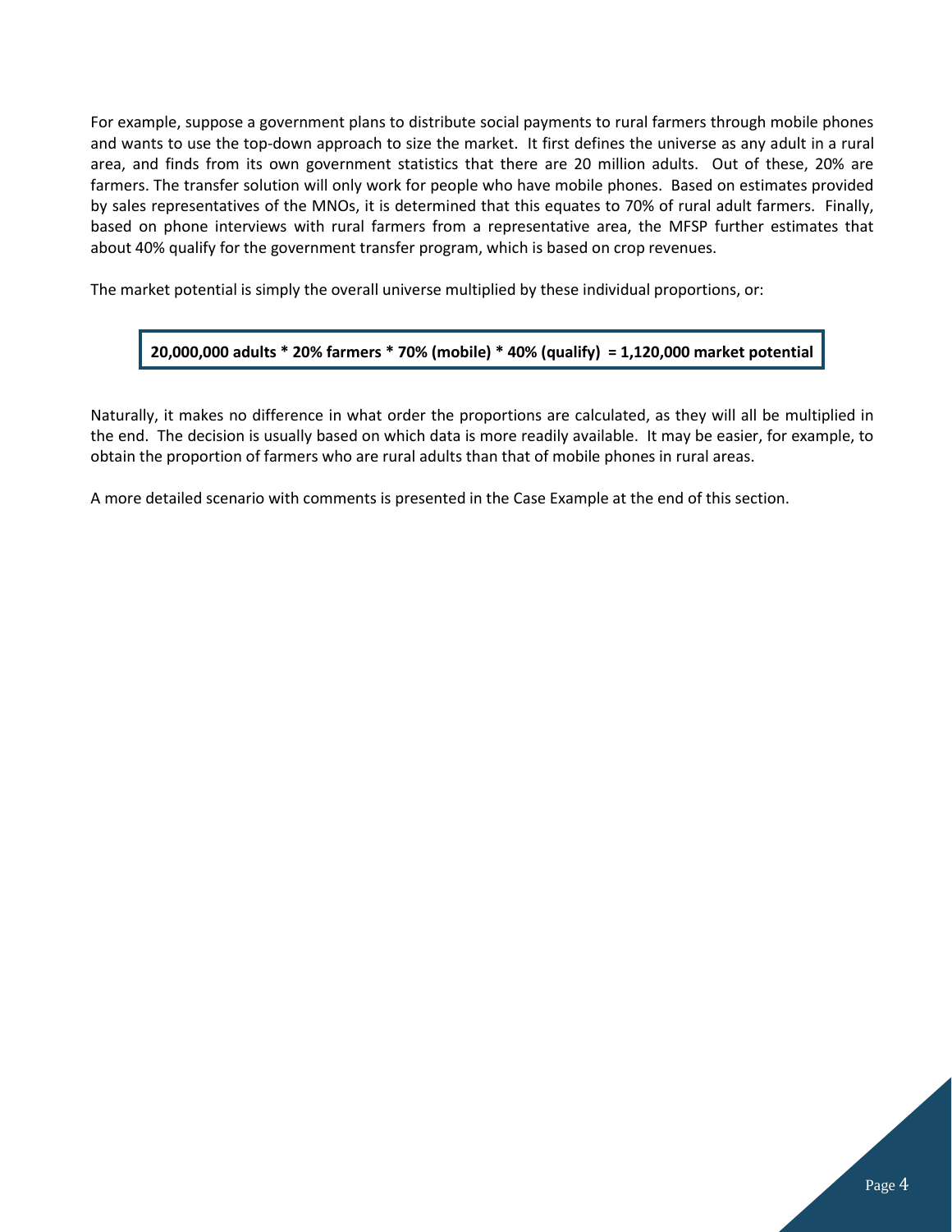For example, suppose a government plans to distribute social payments to rural farmers through mobile phones and wants to use the top-down approach to size the market. It first defines the universe as any adult in a rural area, and finds from its own government statistics that there are 20 million adults. Out of these, 20% are farmers. The transfer solution will only work for people who have mobile phones. Based on estimates provided by sales representatives of the MNOs, it is determined that this equates to 70% of rural adult farmers. Finally, based on phone interviews with rural farmers from a representative area, the MFSP further estimates that about 40% qualify for the government transfer program, which is based on crop revenues.

The market potential is simply the overall universe multiplied by these individual proportions, or:

**20,000,000 adults * 20% farmers * 70% (mobile) * 40% (qualify) = 1,120,000 market potential**

Naturally, it makes no difference in what order the proportions are calculated, as they will all be multiplied in the end. The decision is usually based on which data is more readily available. It may be easier, for example, to obtain the proportion of farmers who are rural adults than that of mobile phones in rural areas.

A more detailed scenario with comments is presented in the Case Example at the end of this section.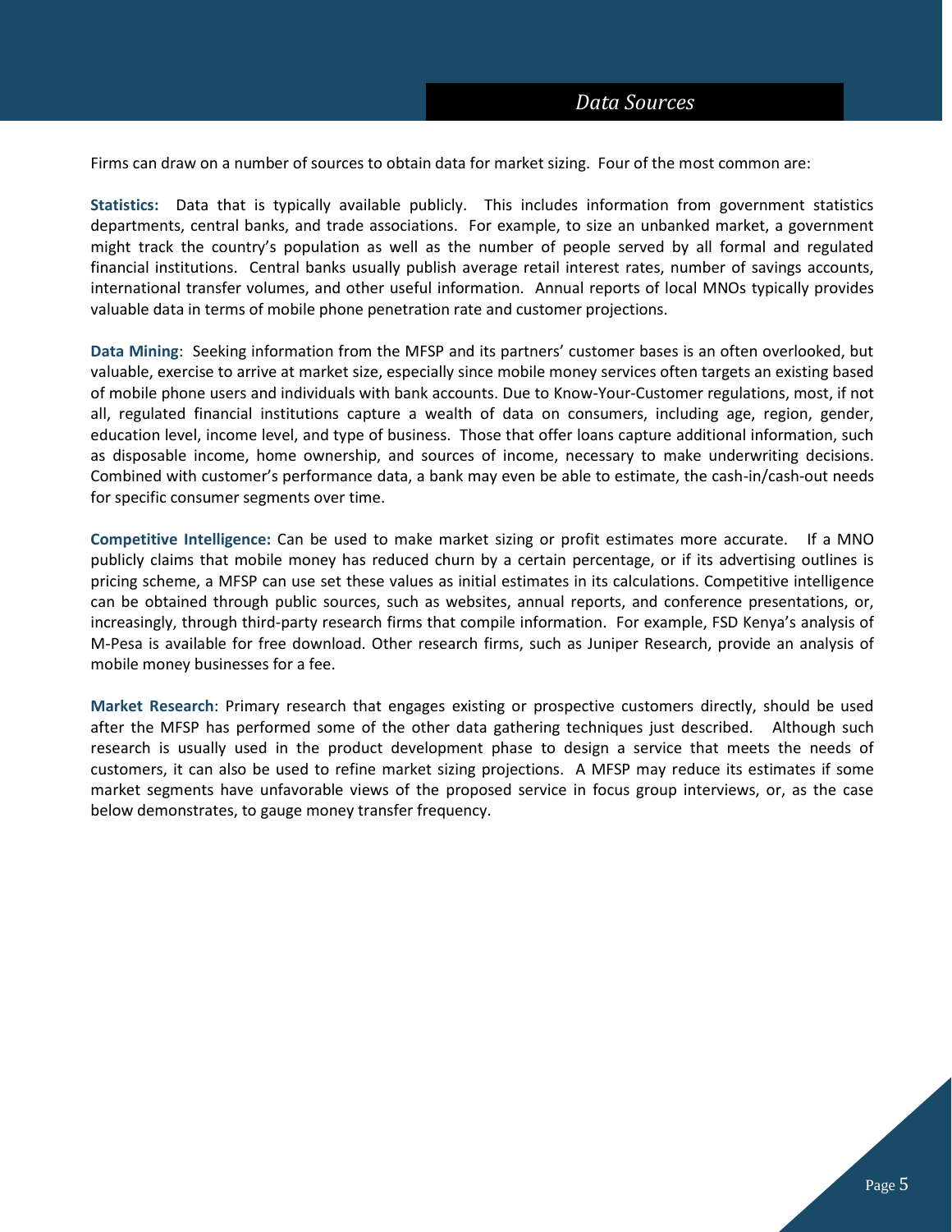## *Data Sources*

Firms can draw on a number of sources to obtain data for market sizing. Four of the most common are:

**Statistics:** Data that is typically available publicly. This includes information from government statistics departments, central banks, and trade associations. For example, to size an unbanked market, a government might track the country's population as well as the number of people served by all formal and regulated financial institutions. Central banks usually publish average retail interest rates, number of savings accounts, international transfer volumes, and other useful information. Annual reports of local MNOs typically provides valuable data in terms of mobile phone penetration rate and customer projections.

**Data Mining**: Seeking information from the MFSP and its partners' customer bases is an often overlooked, but valuable, exercise to arrive at market size, especially since mobile money services often targets an existing based of mobile phone users and individuals with bank accounts. Due to Know-Your-Customer regulations, most, if not all, regulated financial institutions capture a wealth of data on consumers, including age, region, gender, education level, income level, and type of business. Those that offer loans capture additional information, such as disposable income, home ownership, and sources of income, necessary to make underwriting decisions. Combined with customer's performance data, a bank may even be able to estimate, the cash-in/cash-out needs for specific consumer segments over time.

**Competitive Intelligence:** Can be used to make market sizing or profit estimates more accurate. If a MNO publicly claims that mobile money has reduced churn by a certain percentage, or if its advertising outlines is pricing scheme, a MFSP can use set these values as initial estimates in its calculations. Competitive intelligence can be obtained through public sources, such as websites, annual reports, and conference presentations, or, increasingly, through third-party research firms that compile information. For example, FSD Kenya's analysis of M-Pesa is available for free download. Other research firms, such as Juniper Research, provide an analysis of mobile money businesses for a fee.

**Market Research**: Primary research that engages existing or prospective customers directly, should be used after the MFSP has performed some of the other data gathering techniques just described. Although such research is usually used in the product development phase to design a service that meets the needs of customers, it can also be used to refine market sizing projections. A MFSP may reduce its estimates if some market segments have unfavorable views of the proposed service in focus group interviews, or, as the case below demonstrates, to gauge money transfer frequency.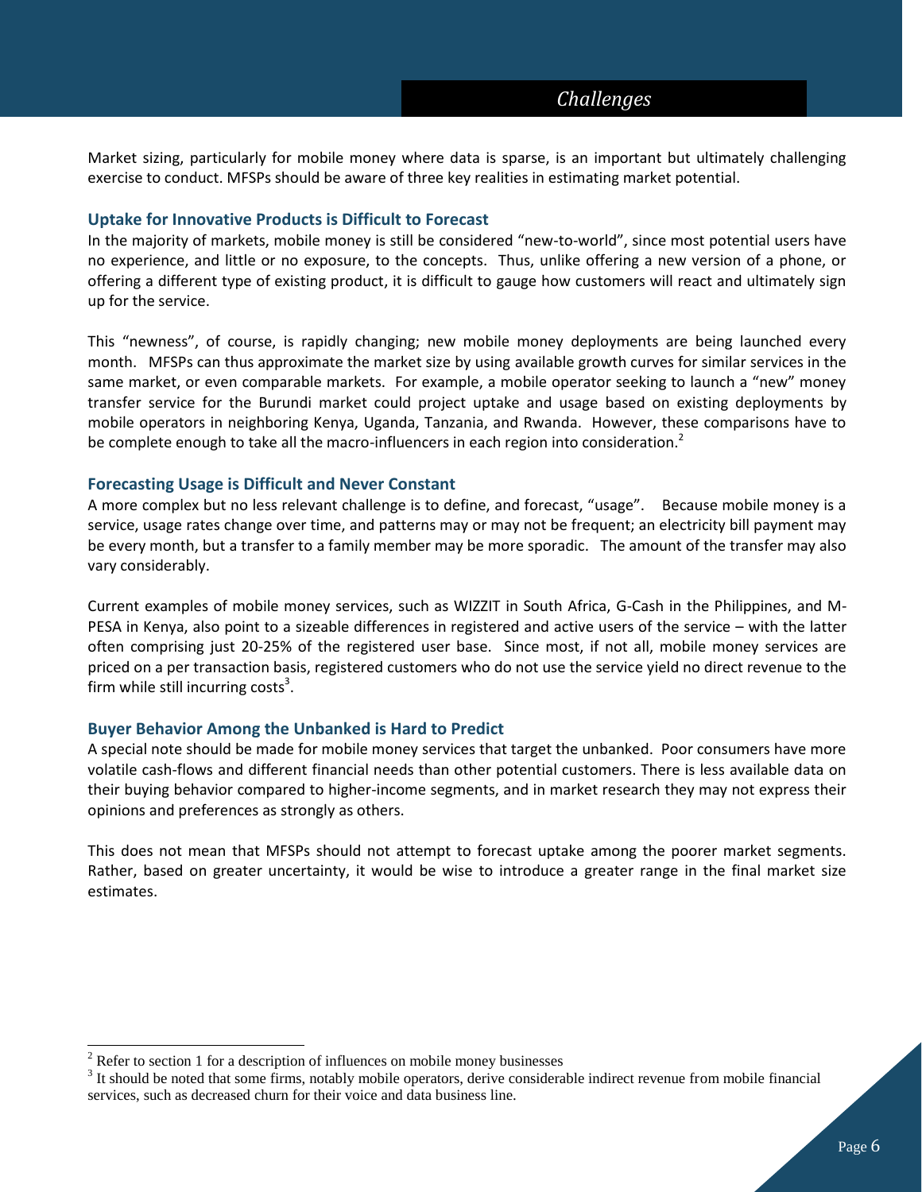## Challenges

Market sizing, particularly for mobile money where data is sparse, is an important but ultimately challenging exercise to conduct. MFSPs should be aware of three key realities in estimating market potential.

### Uptake for Innovative Products is Difficult to Forecast

In the majority of markets, mobile money is still be considered "new-to-world", since most potential users have no experience, and little or no exposure, to the concepts. Thus, unlike offering a new version of a phone, or offering a different type of existing product, it is difficult to gauge how customers will react and ultimately sign up for the service.

This "newness", of course, is rapidly changing; new mobile money deployments are being launched every month. MFSPs can thus approximate the market size by using available growth curves for similar services in the same market, or even comparable markets. For example, a mobile operator seeking to launch a "new" money transfer service for the Burundi market could project uptake and usage based on existing deployments by mobile operators in neighboring Kenya, Uganda, Tanzania, and Rwanda. However, these comparisons have to be complete enough to take all the macro-influencers in each region into consideration.[2]

### Forecasting Usage is Difficult and Never Constant

A more complex but no less relevant challenge is to define, and forecast, "usage". Because mobile money is a service, usage rates change over time, and patterns may or may not be frequent; an electricity bill payment may be every month, but a transfer to a family member may be more sporadic. The amount of the transfer may also vary considerably.

Current examples of mobile money services, such as WIZZIT in South Africa, G-Cash in the Philippines, and M-PESA in Kenya, also point to a sizeable differences in registered and active users of the service – with the latter often comprising just 20-25% of the registered user base. Since most, if not all, mobile money services are priced on a per transaction basis, registered customers who do not use the service yield no direct revenue to the firm while still incurring costs[3].

### Buyer Behavior Among the Unbanked is Hard to Predict

A special note should be made for mobile money services that target the unbanked. Poor consumers have more volatile cash-flows and different financial needs than other potential customers. There is less available data on their buying behavior compared to higher-income segments, and in market research they may not express their opinions and preferences as strongly as others.

This does not mean that MFSPs should not attempt to forecast uptake among the poorer market segments. Rather, based on greater uncertainty, it would be wise to introduce a greater range in the final market size estimates.

---

[2] Refer to section 1 for a description of influences on mobile money businesses

[3] It should be noted that some firms, notably mobile operators, derive considerable indirect revenue from mobile financial services, such as decreased churn for their voice and data business line.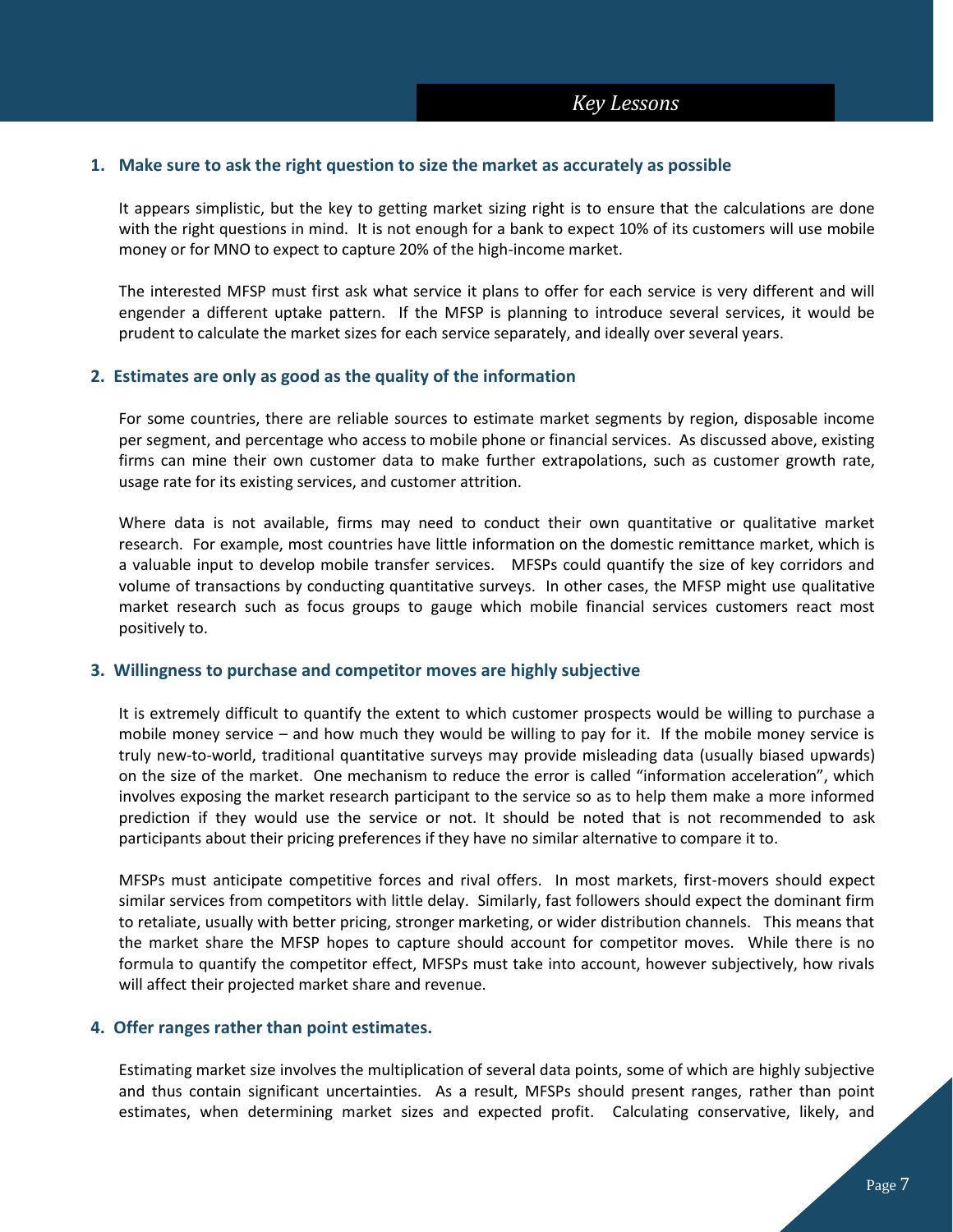## Key Lessons

### 1. Make sure to ask the right question to size the market as accurately as possible

It appears simplistic, but the key to getting market sizing right is to ensure that the calculations are done with the right questions in mind. It is not enough for a bank to expect 10% of its customers will use mobile money or for MNO to expect to capture 20% of the high-income market.

The interested MFSP must first ask what service it plans to offer for each service is very different and will engender a different uptake pattern. If the MFSP is planning to introduce several services, it would be prudent to calculate the market sizes for each service separately, and ideally over several years.

### 2. Estimates are only as good as the quality of the information

For some countries, there are reliable sources to estimate market segments by region, disposable income per segment, and percentage who access to mobile phone or financial services. As discussed above, existing firms can mine their own customer data to make further extrapolations, such as customer growth rate, usage rate for its existing services, and customer attrition.

Where data is not available, firms may need to conduct their own quantitative or qualitative market research. For example, most countries have little information on the domestic remittance market, which is a valuable input to develop mobile transfer services. MFSPs could quantify the size of key corridors and volume of transactions by conducting quantitative surveys. In other cases, the MFSP might use qualitative market research such as focus groups to gauge which mobile financial services customers react most positively to.

### 3. Willingness to purchase and competitor moves are highly subjective

It is extremely difficult to quantify the extent to which customer prospects would be willing to purchase a mobile money service – and how much they would be willing to pay for it. If the mobile money service is truly new-to-world, traditional quantitative surveys may provide misleading data (usually biased upwards) on the size of the market. One mechanism to reduce the error is called "information acceleration", which involves exposing the market research participant to the service so as to help them make a more informed prediction if they would use the service or not. It should be noted that is not recommended to ask participants about their pricing preferences if they have no similar alternative to compare it to.

MFSPs must anticipate competitive forces and rival offers. In most markets, first-movers should expect similar services from competitors with little delay. Similarly, fast followers should expect the dominant firm to retaliate, usually with better pricing, stronger marketing, or wider distribution channels. This means that the market share the MFSP hopes to capture should account for competitor moves. While there is no formula to quantify the competitor effect, MFSPs must take into account, however subjectively, how rivals will affect their projected market share and revenue.

### 4. Offer ranges rather than point estimates.

Estimating market size involves the multiplication of several data points, some of which are highly subjective and thus contain significant uncertainties. As a result, MFSPs should present ranges, rather than point estimates, when determining market sizes and expected profit. Calculating conservative, likely, and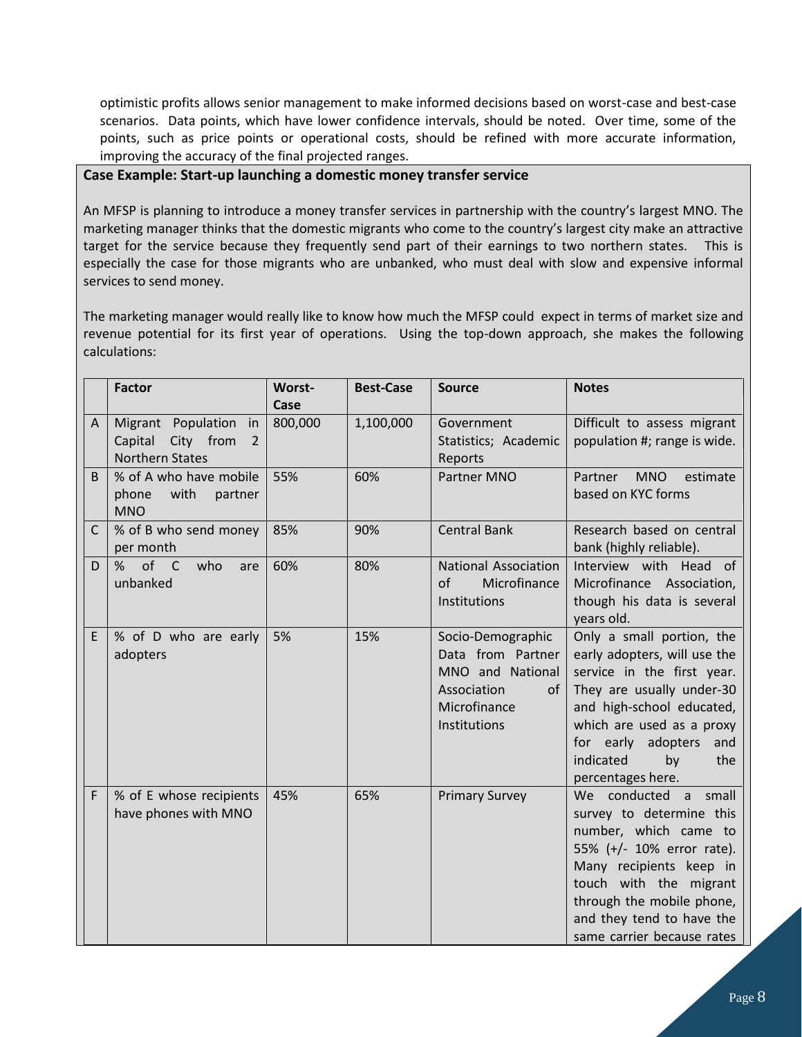optimistic profits allows senior management to make informed decisions based on worst-case and best-case scenarios. Data points, which have lower confidence intervals, should be noted. Over time, some of the points, such as price points or operational costs, should be refined with more accurate information, improving the accuracy of the final projected ranges.

**Case Example: Start-up launching a domestic money transfer service**

An MFSP is planning to introduce a money transfer services in partnership with the country's largest MNO. The marketing manager thinks that the domestic migrants who come to the country's largest city make an attractive target for the service because they frequently send part of their earnings to two northern states. This is especially the case for those migrants who are unbanked, who must deal with slow and expensive informal services to send money.

The marketing manager would really like to know how much the MFSP could expect in terms of market size and revenue potential for its first year of operations. Using the top-down approach, she makes the following calculations:

| | Factor | Worst-Case | Best-Case | Source | Notes |
|---|---|---|---|---|---|
| A | Migrant Population in Capital City from 2 Northern States | 800,000 | 1,100,000 | Government Statistics; Academic Reports | Difficult to assess migrant population #; range is wide. |
| B | % of A who have mobile phone with partner MNO | 55% | 60% | Partner MNO | Partner MNO estimate based on KYC forms |
| C | % of B who send money per month | 85% | 90% | Central Bank | Research based on central bank (highly reliable). |
| D | % of C who are unbanked | 60% | 80% | National Association of Microfinance Institutions | Interview with Head of Microfinance Association, though his data is several years old. |
| E | % of D who are early adopters | 5% | 15% | Socio-Demographic Data from Partner MNO and National Association of Microfinance Institutions | Only a small portion, the early adopters, will use the service in the first year. They are usually under-30 and high-school educated, which are used as a proxy for early adopters and indicated by the percentages here. |
| F | % of E whose recipients have phones with MNO | 45% | 65% | Primary Survey | We conducted a small survey to determine this number, which came to 55% (+/- 10% error rate). Many recipients keep in touch with the migrant through the mobile phone, and they tend to have the same carrier because rates |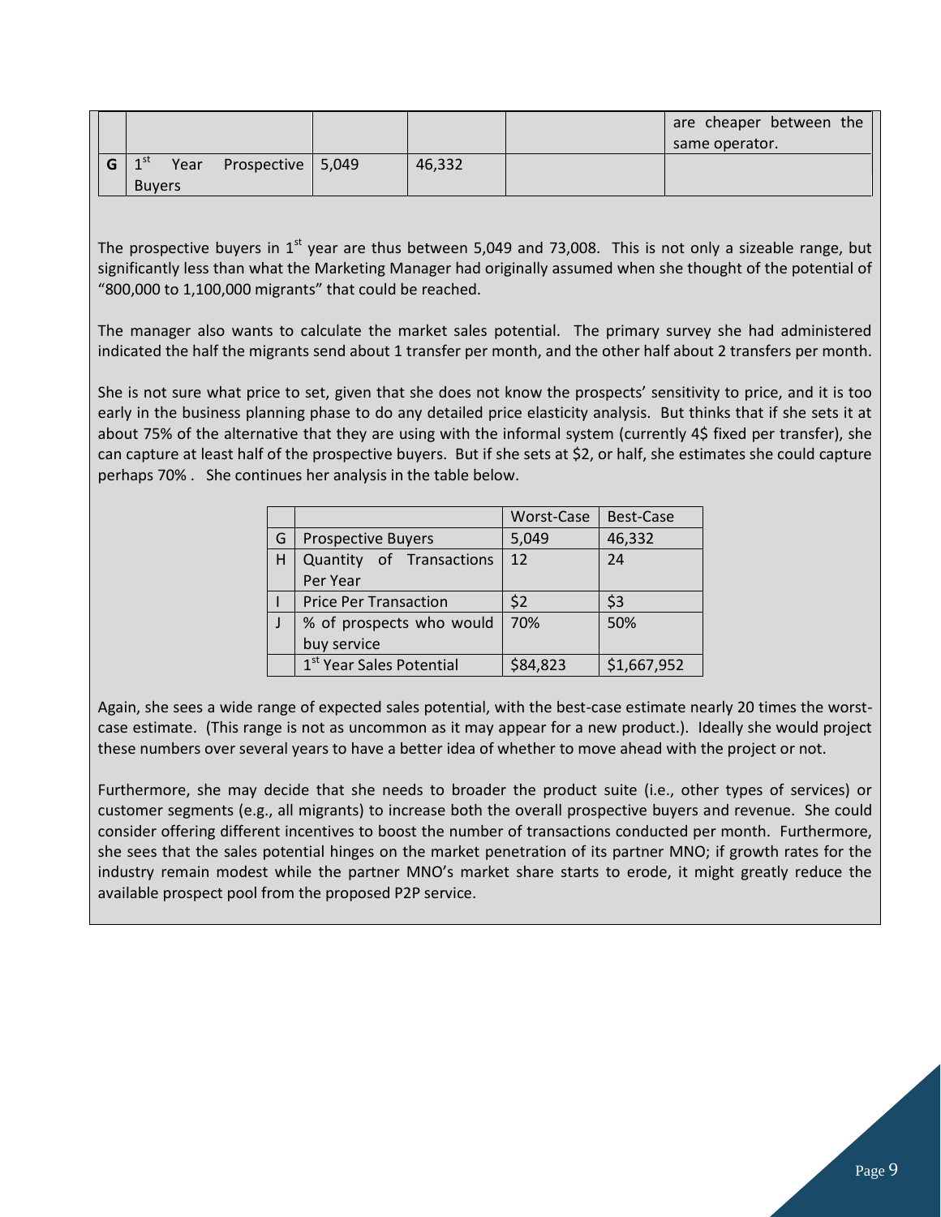| | | | | | |
|---|---|---|---|---|---|
| | | | | | are cheaper between the same operator. |
| **G** | 1st Year Prospective Buyers | 5,049 | 46,332 | | |

The prospective buyers in 1st year are thus between 5,049 and 73,008. This is not only a sizeable range, but significantly less than what the Marketing Manager had originally assumed when she thought of the potential of "800,000 to 1,100,000 migrants" that could be reached.

The manager also wants to calculate the market sales potential. The primary survey she had administered indicated the half the migrants send about 1 transfer per month, and the other half about 2 transfers per month.

She is not sure what price to set, given that she does not know the prospects' sensitivity to price, and it is too early in the business planning phase to do any detailed price elasticity analysis. But thinks that if she sets it at about 75% of the alternative that they are using with the informal system (currently 4$ fixed per transfer), she can capture at least half of the prospective buyers. But if she sets at $2, or half, she estimates she could capture perhaps 70% . She continues her analysis in the table below.

| | | Worst-Case | Best-Case |
|---|---|---|---|
| G | Prospective Buyers | 5,049 | 46,332 |
| H | Quantity of Transactions Per Year | 12 | 24 |
| I | Price Per Transaction | $2 | $3 |
| J | % of prospects who would buy service | 70% | 50% |
| | 1st Year Sales Potential | $84,823 | $1,667,952 |

Again, she sees a wide range of expected sales potential, with the best-case estimate nearly 20 times the worst-case estimate. (This range is not as uncommon as it may appear for a new product.). Ideally she would project these numbers over several years to have a better idea of whether to move ahead with the project or not.

Furthermore, she may decide that she needs to broader the product suite (i.e., other types of services) or customer segments (e.g., all migrants) to increase both the overall prospective buyers and revenue. She could consider offering different incentives to boost the number of transactions conducted per month. Furthermore, she sees that the sales potential hinges on the market penetration of its partner MNO; if growth rates for the industry remain modest while the partner MNO's market share starts to erode, it might greatly reduce the available prospect pool from the proposed P2P service.